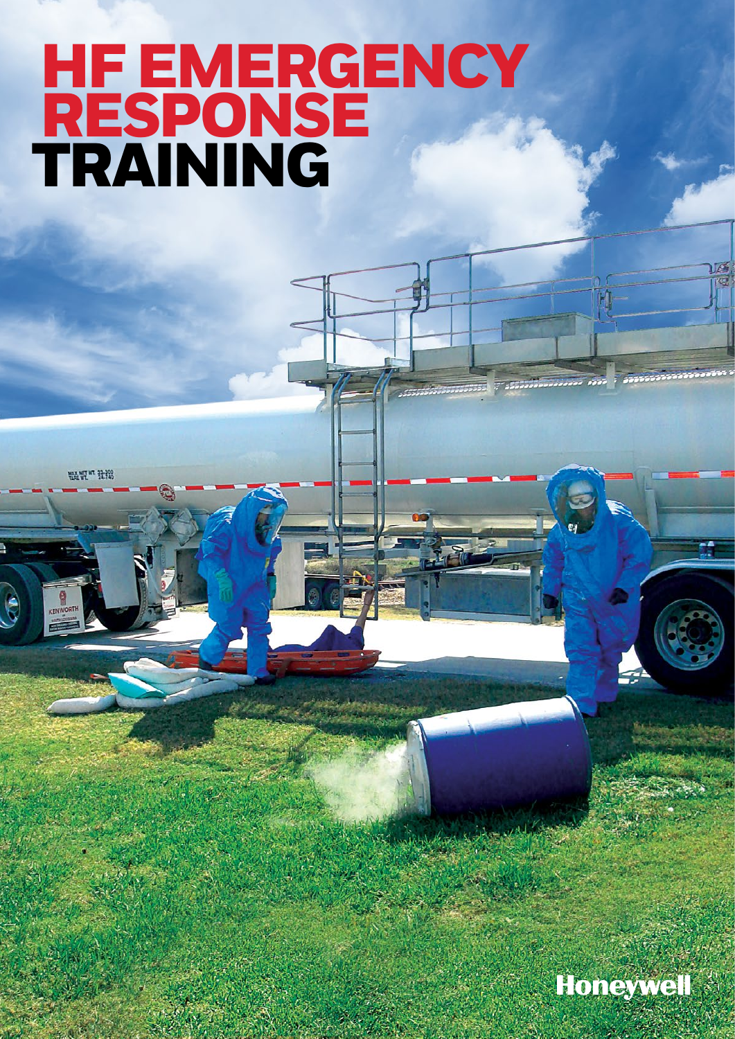# HF EMERGENCY RESPONSE TRAINING

Honeywell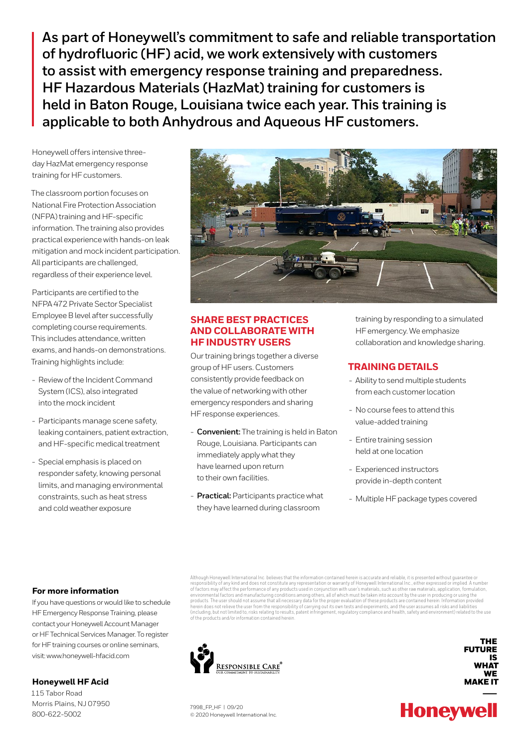As part of Honeywell's commitment to safe and reliable transportation of hydrofluoric (HF) acid, we work extensively with customers to assist with emergency response training and preparedness. HF Hazardous Materials (HazMat) training for customers is held in Baton Rouge, Louisiana twice each year. This training is applicable to both Anhydrous and Aqueous HF customers.

Honeywell offers intensive three-day HazMat emergency response training for HF customers.

The classroom portion focuses on National Fire Protection Association (NFPA) training and HF-specific information. The training also provides practical experience with hands-on leak mitigation and mock incident participation. All participants are challenged, regardless of their experience level.

Participants are certified to the NFPA 472 Private Sector Specialist Employee B level after successfully completing course requirements. This includes attendance, written exams, and hands-on demonstrations. Training highlights include:

- Review of the Incident Command System (ICS), also integrated into the mock incident
- Participants manage scene safety, leaking containers, patient extraction, and HF-specific medical treatment
- Special emphasis is placed on responder safety, knowing personal limits, and managing environmental constraints, such as heat stress and cold weather exposure

## SHARE BEST PRACTICES AND COLLABORATE WITH HF INDUSTRY USERS

Our training brings together a diverse group of HF users. Customers consistently provide feedback on the value of networking with other emergency responders and sharing HF response experiences.

- **Convenient:** The training is held in Baton Rouge, Louisiana. Participants can immediately apply what they have learned upon return to their own facilities.
- **Practical:** Participants practice what they have learned during classroom training by responding to a simulated HF emergency. We emphasize collaboration and knowledge sharing.

## TRAINING DETAILS

- Ability to send multiple students from each customer location
- No course fees to attend this value-added training
- Entire training session held at one location
- Experienced instructors provide in-depth content
- Multiple HF package types covered

### For more information

If you have questions or would like to schedule HF Emergency Response Training, please contact your Honeywell Account Manager or HF Technical Services Manager. To register for HF training courses or online seminars, visit: www.honeywell-hfacid.com

### Honeywell HF Acid

115 Tabor Road
Morris Plains, NJ 07950
800-622-5002

Although Honeywell International Inc. believes that the information contained herein is accurate and reliable, it is presented without guarantee or responsibility of any kind and does not constitute any representation or warranty of Honeywell International Inc., either expressed or implied. A number of factors may affect the performance of any products used in conjunction with user's materials, such as other raw materials, application, formulation, environmental factors and manufacturing conditions among others, all of which must be taken into account by the user in producing or using the products. The user should not assume that all necessary data for the proper evaluation of these products are contained herein. Information provided herein does not relieve the user from the responsibility of carrying out its own tests and experiments, and the user assumes all risks and liabilities (including, but not limited to, risks relating to results, patent infringement, regulatory compliance and health, safety and environment) related to the use of the products and/or information contained herein.

Responsible Care® Our Commitment to Sustainability

7998_FP_HF | 09/20
© 2020 Honeywell International Inc.

THE FUTURE IS WHAT WE MAKE IT

Honeywell